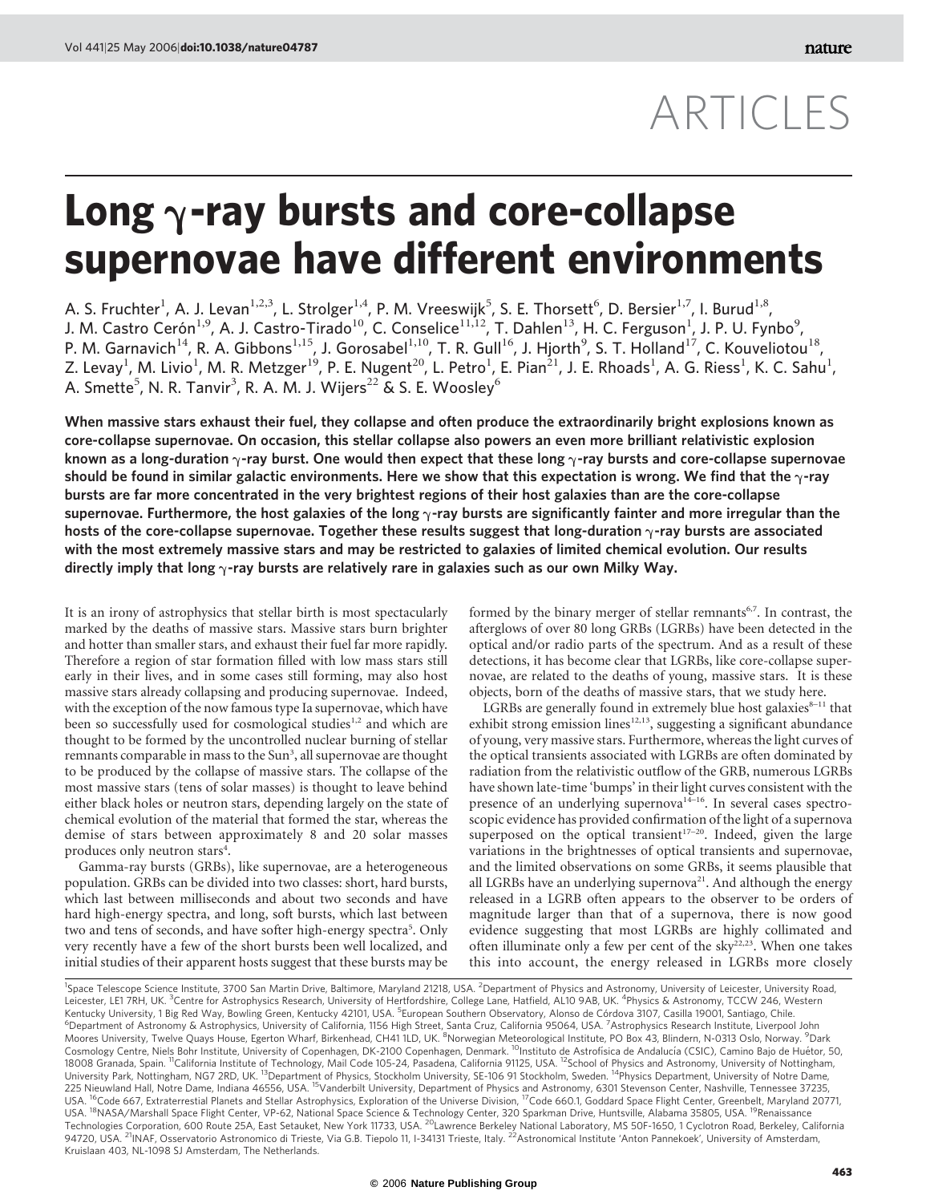ARTICLES

# Long γ-ray bursts and core-collapse supernovae have different environments

A. S. Fruchter[1], A. J. Levan[1,2,3], L. Strolger[1,4], P. M. Vreeswijk[5], S. E. Thorsett[6], D. Bersier[1,7], I. Burud[1,8], J. M. Castro Cerón[1,9], A. J. Castro-Tirado[10], C. Conselice[11,12], T. Dahlen[13], H. C. Ferguson[1], J. P. U. Fynbo[9], P. M. Garnavich[14], R. A. Gibbons[1,15], J. Gorosabel[1,10], T. R. Gull[16], J. Hjorth[9], S. T. Holland[17], C. Kouveliotou[18], Z. Levay[1], M. Livio[1], M. R. Metzger[19], P. E. Nugent[20], L. Petro[1], E. Pian[21], J. E. Rhoads[1], A. G. Riess[1], K. C. Sahu[1], A. Smette[5], N. R. Tanvir[3], R. A. M. J. Wijers[22] & S. E. Woosley[6]

**When massive stars exhaust their fuel, they collapse and often produce the extraordinarily bright explosions known as core-collapse supernovae. On occasion, this stellar collapse also powers an even more brilliant relativistic explosion known as a long-duration γ-ray burst. One would then expect that these long γ-ray bursts and core-collapse supernovae should be found in similar galactic environments. Here we show that this expectation is wrong. We find that the γ-ray bursts are far more concentrated in the very brightest regions of their host galaxies than are the core-collapse supernovae. Furthermore, the host galaxies of the long γ-ray bursts are significantly fainter and more irregular than the hosts of the core-collapse supernovae. Together these results suggest that long-duration γ-ray bursts are associated with the most extremely massive stars and may be restricted to galaxies of limited chemical evolution. Our results directly imply that long γ-ray bursts are relatively rare in galaxies such as our own Milky Way.**

It is an irony of astrophysics that stellar birth is most spectacularly marked by the deaths of massive stars. Massive stars burn brighter and hotter than smaller stars, and exhaust their fuel far more rapidly. Therefore a region of star formation filled with low mass stars still early in their lives, and in some cases still forming, may also host massive stars already collapsing and producing supernovae. Indeed, with the exception of the now famous type Ia supernovae, which have been so successfully used for cosmological studies[1,2] and which are thought to be formed by the uncontrolled nuclear burning of stellar remnants comparable in mass to the Sun[3], all supernovae are thought to be produced by the collapse of massive stars. The collapse of the most massive stars (tens of solar masses) is thought to leave behind either black holes or neutron stars, depending largely on the state of chemical evolution of the material that formed the star, whereas the demise of stars between approximately 8 and 20 solar masses produces only neutron stars[4].

Gamma-ray bursts (GRBs), like supernovae, are a heterogeneous population. GRBs can be divided into two classes: short, hard bursts, which last between milliseconds and about two seconds and have hard high-energy spectra, and long, soft bursts, which last between two and tens of seconds, and have softer high-energy spectra[5]. Only very recently have a few of the short bursts been well localized, and initial studies of their apparent hosts suggest that these bursts may be formed by the binary merger of stellar remnants[6,7]. In contrast, the afterglows of over 80 long GRBs (LGRBs) have been detected in the optical and/or radio parts of the spectrum. And as a result of these detections, it has become clear that LGRBs, like core-collapse supernovae, are related to the deaths of young, massive stars. It is these objects, born of the deaths of massive stars, that we study here.

LGRBs are generally found in extremely blue host galaxies[8–11] that exhibit strong emission lines[12,13], suggesting a significant abundance of young, very massive stars. Furthermore, whereas the light curves of the optical transients associated with LGRBs are often dominated by radiation from the relativistic outflow of the GRB, numerous LGRBs have shown late-time 'bumps' in their light curves consistent with the presence of an underlying supernova[14–16]. In several cases spectroscopic evidence has provided confirmation of the light of a supernova superposed on the optical transient[17–20]. Indeed, given the large variations in the brightnesses of optical transients and supernovae, and the limited observations on some GRBs, it seems plausible that all LGRBs have an underlying supernova[21]. And although the energy released in a LGRB often appears to the observer to be orders of magnitude larger than that of a supernova, there is now good evidence suggesting that most LGRBs are highly collimated and often illuminate only a few per cent of the sky[22,23]. When one takes this into account, the energy released in LGRBs more closely

[1]Space Telescope Science Institute, 3700 San Martin Drive, Baltimore, Maryland 21218, USA. [2]Department of Physics and Astronomy, University of Leicester, University Road, Leicester, LE1 7RH, UK. [3]Centre for Astrophysics Research, University of Hertfordshire, College Lane, Hatfield, AL10 9AB, UK. [4]Physics & Astronomy, TCCW 246, Western Kentucky University, 1 Big Red Way, Bowling Green, Kentucky 42101, USA. [5]European Southern Observatory, Alonso de Córdova 3107, Casilla 19001, Santiago, Chile. [6]Department of Astronomy & Astrophysics, University of California, 1156 High Street, Santa Cruz, California 95064, USA. [7]Astrophysics Research Institute, Liverpool John Moores University, Twelve Quays House, Egerton Wharf, Birkenhead, CH41 1LD, UK. [8]Norwegian Meteorological Institute, PO Box 43, Blindern, N-0313 Oslo, Norway. [9]Dark Cosmology Centre, Niels Bohr Institute, University of Copenhagen, DK-2100 Copenhagen, Denmark. [10]Instituto de Astrofísica de Andalucía (CSIC), Camino Bajo de Huétor, 50, 18008 Granada, Spain. [11]California Institute of Technology, Mail Code 105-24, Pasadena, California 91125, USA. [12]School of Physics and Astronomy, University of Nottingham, University Park, Nottingham, NG7 2RD, UK. [13]Department of Physics, Stockholm University, SE-106 91 Stockholm, Sweden. [14]Physics Department, University of Notre Dame, 225 Nieuwland Hall, Notre Dame, Indiana 46556, USA. [15]Vanderbilt University, Department of Physics and Astronomy, 6301 Stevenson Center, Nashville, Tennessee 37235, USA. [16]Code 667, Extraterrestrial Planets and Stellar Astrophysics, Exploration of the Universe Division, [17]Code 660.1, Goddard Space Flight Center, Greenbelt, Maryland 20771, USA. [18]NASA/Marshall Space Flight Center, VP-62, National Space Science & Technology Center, 320 Sparkman Drive, Huntsville, Alabama 35805, USA. [19]Renaissance Technologies Corporation, 600 Route 25A, East Setauket, New York 11733, USA. [20]Lawrence Berkeley National Laboratory, MS 50F-1650, 1 Cyclotron Road, Berkeley, California 94720, USA. [21]INAF, Osservatorio Astronomico di Trieste, Via G.B. Tiepolo 11, I-34131 Trieste, Italy. [22]Astronomical Institute 'Anton Pannekoek', University of Amsterdam, Kruislaan 403, NL-1098 SJ Amsterdam, The Netherlands.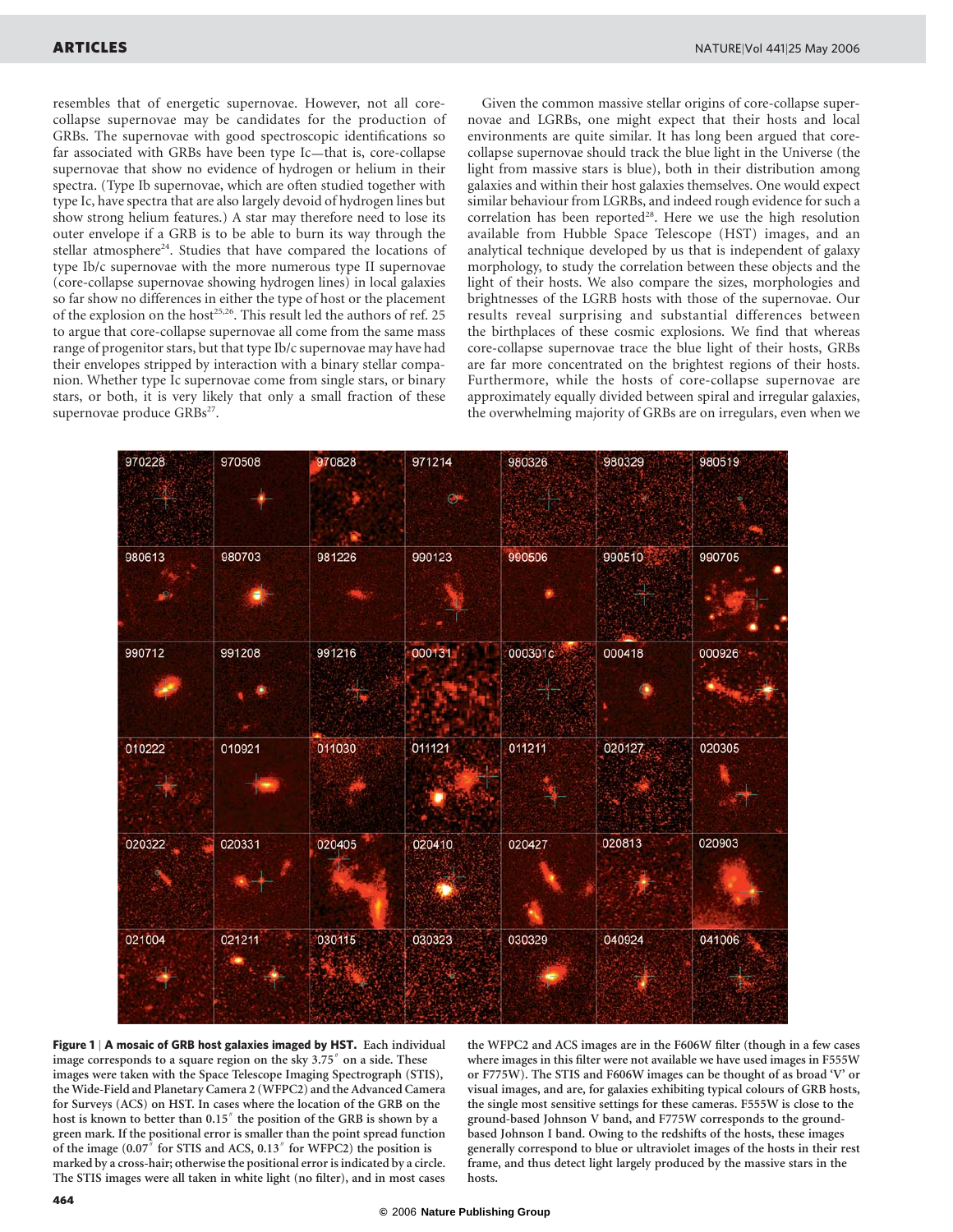resembles that of energetic supernovae. However, not all core-collapse supernovae may be candidates for the production of GRBs. The supernovae with good spectroscopic identifications so far associated with GRBs have been type Ic—that is, core-collapse supernovae that show no evidence of hydrogen or helium in their spectra. (Type Ib supernovae, which are often studied together with type Ic, have spectra that are also largely devoid of hydrogen lines but show strong helium features.) A star may therefore need to lose its outer envelope if a GRB is to be able to burn its way through the stellar atmosphere[24]. Studies that have compared the locations of type Ib/c supernovae with the more numerous type II supernovae (core-collapse supernovae showing hydrogen lines) in local galaxies so far show no differences in either the type of host or the placement of the explosion on the host[25,26]. This result led the authors of ref. 25 to argue that core-collapse supernovae all come from the same mass range of progenitor stars, but that type Ib/c supernovae may have had their envelopes stripped by interaction with a binary stellar companion. Whether type Ic supernovae come from single stars, or binary stars, or both, it is very likely that only a small fraction of these supernovae produce GRBs[27].

Given the common massive stellar origins of core-collapse supernovae and LGRBs, one might expect that their hosts and local environments are quite similar. It has long been argued that core-collapse supernovae should track the blue light in the Universe (the light from massive stars is blue), both in their distribution among galaxies and within their host galaxies themselves. One would expect similar behaviour from LGRBs, and indeed rough evidence for such a correlation has been reported[28]. Here we use the high resolution available from Hubble Space Telescope (HST) images, and an analytical technique developed by us that is independent of galaxy morphology, to study the correlation between these objects and the light of their hosts. We also compare the sizes, morphologies and brightnesses of the LGRB hosts with those of the supernovae. Our results reveal surprising and substantial differences between the birthplaces of these cosmic explosions. We find that whereas core-collapse supernovae trace the blue light of their hosts, GRBs are far more concentrated on the brightest regions of their hosts. Furthermore, while the hosts of core-collapse supernovae are approximately equally divided between spiral and irregular galaxies, the overwhelming majority of GRBs are on irregulars, even when we

970228 970508 970828 971214 980326 980329 980519
980613 980703 981226 990123 990506 990510 990705
990712 991208 991216 000131 000301c 000418 000926
010222 010921 011030 011121 011211 020127 020305
020322 020331 020405 020410 020427 020813 020903
021004 021211 030115 030323 030329 040924 041006

**Figure 1** | **A mosaic of GRB host galaxies imaged by HST.** Each individual image corresponds to a square region on the sky 3.75″ on a side. These images were taken with the Space Telescope Imaging Spectrograph (STIS), the Wide-Field and Planetary Camera 2 (WFPC2) and the Advanced Camera for Surveys (ACS) on HST. In cases where the location of the GRB on the host is known to better than 0.15″ the position of the GRB is shown by a green mark. If the positional error is smaller than the point spread function of the image (0.07″ for STIS and ACS, 0.13″ for WFPC2) the position is marked by a cross-hair; otherwise the positional error is indicated by a circle. The STIS images were all taken in white light (no filter), and in most cases the WFPC2 and ACS images are in the F606W filter (though in a few cases where images in this filter were not available we have used images in F555W or F775W). The STIS and F606W images can be thought of as broad 'V' or visual images, and are, for galaxies exhibiting typical colours of GRB hosts, the single most sensitive settings for these cameras. F555W is close to the ground-based Johnson V band, and F775W corresponds to the ground-based Johnson I band. Owing to the redshifts of the hosts, these images generally correspond to blue or ultraviolet images of the hosts in their rest frame, and thus detect light largely produced by the massive stars in the hosts.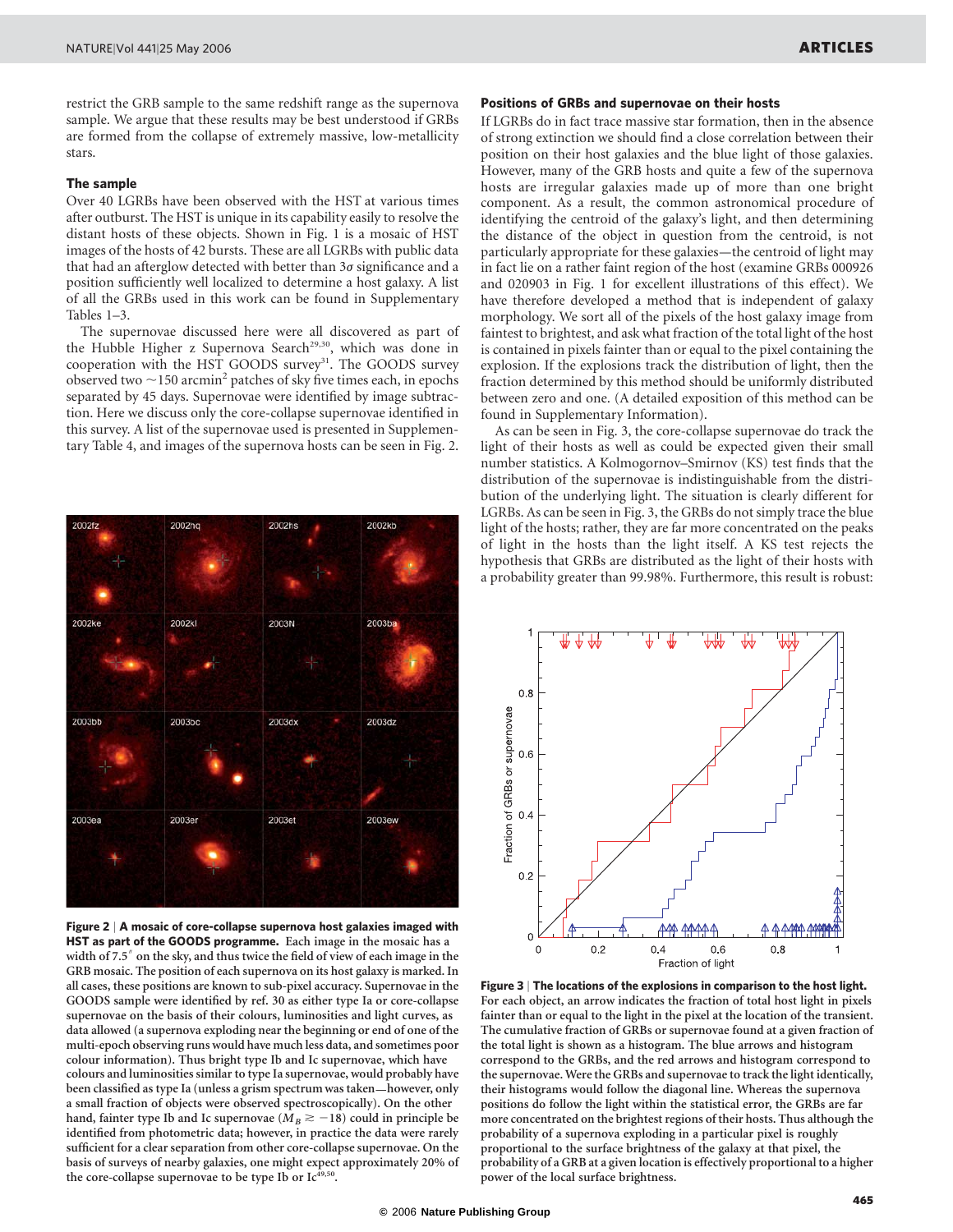restrict the GRB sample to the same redshift range as the supernova sample. We argue that these results may be best understood if GRBs are formed from the collapse of extremely massive, low-metallicity stars.

### The sample

Over 40 LGRBs have been observed with the HST at various times after outburst. The HST is unique in its capability easily to resolve the distant hosts of these objects. Shown in Fig. 1 is a mosaic of HST images of the hosts of 42 bursts. These are all LGRBs with public data that had an afterglow detected with better than 3$\sigma$ significance and a position sufficiently well localized to determine a host galaxy. A list of all the GRBs used in this work can be found in Supplementary Tables 1–3.

The supernovae discussed here were all discovered as part of the Hubble Higher z Supernova Search[29,30], which was done in cooperation with the HST GOODS survey[31]. The GOODS survey observed two ~150 arcmin$^2$ patches of sky five times each, in epochs separated by 45 days. Supernovae were identified by image subtraction. Here we discuss only the core-collapse supernovae identified in this survey. A list of the supernovae used is presented in Supplementary Table 4, and images of the supernova hosts can be seen in Fig. 2.

2002fz
2002hq
2002hs
2002kb
2002ke
2002kl
2003N
2003ba
2003bb
2003bc
2003dx
2003dz
2003ea
2003er
2003et
2003ew

**Figure 2 | A mosaic of core-collapse supernova host galaxies imaged with HST as part of the GOODS programme.** Each image in the mosaic has a width of 7.5″ on the sky, and thus twice the field of view of each image in the GRB mosaic. The position of each supernova on its host galaxy is marked. In all cases, these positions are known to sub-pixel accuracy. Supernovae in the GOODS sample were identified by ref. 30 as either type Ia or core-collapse supernovae on the basis of their colours, luminosities and light curves, as data allowed (a supernova exploding near the beginning or end of one of the multi-epoch observing runs would have much less data, and sometimes poor colour information). Thus bright type Ib and Ic supernovae, which have colours and luminosities similar to type Ia supernovae, would probably have been classified as type Ia (unless a grism spectrum was taken—however, only a small fraction of objects were observed spectroscopically). On the other hand, fainter type Ib and Ic supernovae ($M_B \gtrsim -18$) could in principle be identified from photometric data; however, in practice the data were rarely sufficient for a clear separation from other core-collapse supernovae. On the basis of surveys of nearby galaxies, one might expect approximately 20% of the core-collapse supernovae to be type Ib or Ic[49,50].

### Positions of GRBs and supernovae on their hosts

If LGRBs do in fact trace massive star formation, then in the absence of strong extinction we should find a close correlation between their position on their host galaxies and the blue light of those galaxies. However, many of the GRB hosts and quite a few of the supernova hosts are irregular galaxies made up of more than one bright component. As a result, the common astronomical procedure of identifying the centroid of the galaxy's light, and then determining the distance of the object in question from the centroid, is not particularly appropriate for these galaxies—the centroid of light may in fact lie on a rather faint region of the host (examine GRBs 000926 and 020903 in Fig. 1 for excellent illustrations of this effect). We have therefore developed a method that is independent of galaxy morphology. We sort all of the pixels of the host galaxy image from faintest to brightest, and ask what fraction of the total light of the host is contained in pixels fainter than or equal to the pixel containing the explosion. If the explosions track the distribution of light, then the fraction determined by this method should be uniformly distributed between zero and one. (A detailed exposition of this method can be found in Supplementary Information).

As can be seen in Fig. 3, the core-collapse supernovae do track the light of their hosts as well as could be expected given their small number statistics. A Kolmogorov–Smirnov (KS) test finds that the distribution of the supernovae is indistinguishable from the distribution of the underlying light. The situation is clearly different for LGRBs. As can be seen in Fig. 3, the GRBs do not simply trace the blue light of the hosts; rather, they are far more concentrated on the peaks of light in the hosts than the light itself. A KS test rejects the hypothesis that GRBs are distributed as the light of their hosts with a probability greater than 99.98%. Furthermore, this result is robust:

Fraction of GRBs or supernovae
Fraction of light
0
0.2
0.4
0.6
0.8
1

**Figure 3 | The locations of the explosions in comparison to the host light.** For each object, an arrow indicates the fraction of total host light in pixels fainter than or equal to the light in the pixel at the location of the transient. The cumulative fraction of GRBs or supernovae found at a given fraction of the total light is shown as a histogram. The blue arrows and histogram correspond to the GRBs, and the red arrows and histogram correspond to the supernovae. Were the GRBs and supernovae to track the light identically, their histograms would follow the diagonal line. Whereas the supernova positions do follow the light within the statistical error, the GRBs are far more concentrated on the brightest regions of their hosts. Thus although the probability of a supernova exploding in a particular pixel is roughly proportional to the surface brightness of the galaxy at that pixel, the probability of a GRB at a given location is effectively proportional to a higher power of the local surface brightness.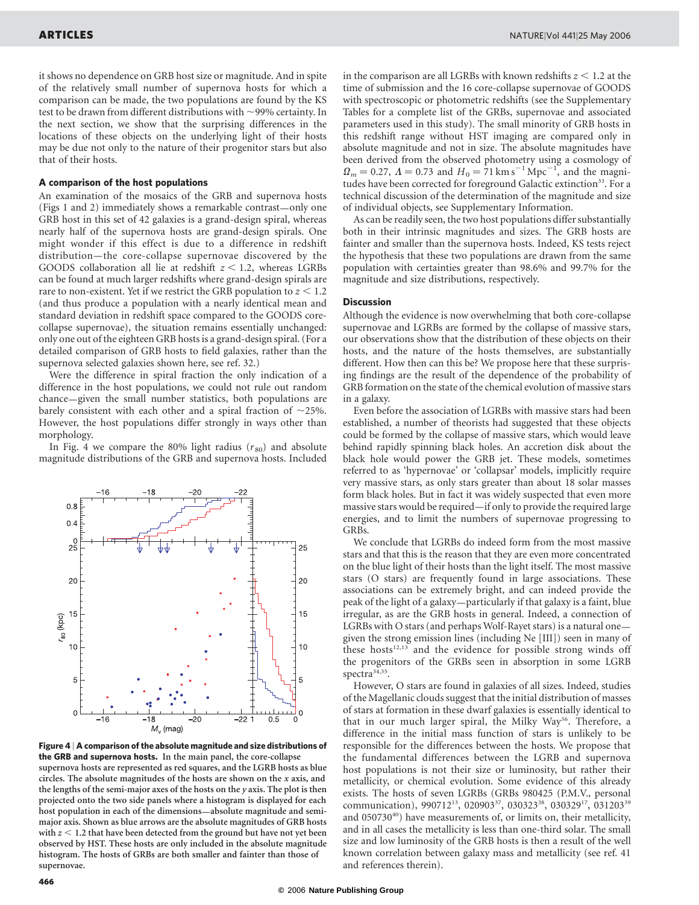it shows no dependence on GRB host size or magnitude. And in spite of the relatively small number of supernova hosts for which a comparison can be made, the two populations are found by the KS test to be drawn from different distributions with ~99% certainty. In the next section, we show that the surprising differences in the locations of these objects on the underlying light of their hosts may be due not only to the nature of their progenitor stars but also that of their hosts.

### A comparison of the host populations

An examination of the mosaics of the GRB and supernova hosts (Figs 1 and 2) immediately shows a remarkable contrast—only one GRB host in this set of 42 galaxies is a grand-design spiral, whereas nearly half of the supernova hosts are grand-design spirals. One might wonder if this effect is due to a difference in redshift distribution—the core-collapse supernovae discovered by the GOODS collaboration all lie at redshift $z < 1.2$, whereas LGRBs can be found at much larger redshifts where grand-design spirals are rare to non-existent. Yet if we restrict the GRB population to $z < 1.2$ (and thus produce a population with a nearly identical mean and standard deviation in redshift space compared to the GOODS core-collapse supernovae), the situation remains essentially unchanged: only one out of the eighteen GRB hosts is a grand-design spiral. (For a detailed comparison of GRB hosts to field galaxies, rather than the supernova selected galaxies shown here, see ref. 32.)

Were the difference in spiral fraction the only indication of a difference in the host populations, we could not rule out random chance—given the small number statistics, both populations are barely consistent with each other and a spiral fraction of ~25%. However, the host populations differ strongly in ways other than morphology.

In Fig. 4 we compare the 80% light radius ($r_{80}$) and absolute magnitude distributions of the GRB and supernova hosts. Included in the comparison are all LGRBs with known redshifts $z < 1.2$ at the time of submission and the 16 core-collapse supernovae of GOODS with spectroscopic or photometric redshifts (see the Supplementary Tables for a complete list of the GRBs, supernovae and associated parameters used in this study). The small minority of GRB hosts in this redshift range without HST imaging are compared only in absolute magnitude and not in size. The absolute magnitudes have been derived from the observed photometry using a cosmology of $\Omega_m = 0.27$, $\Lambda = 0.73$ and $H_0 = 71\,\mathrm{km\,s^{-1}\,Mpc^{-1}}$, and the magnitudes have been corrected for foreground Galactic extinction[33]. For a technical discussion of the determination of the magnitude and size of individual objects, see Supplementary Information.

As can be readily seen, the two host populations differ substantially both in their intrinsic magnitudes and sizes. The GRB hosts are fainter and smaller than the supernova hosts. Indeed, KS tests reject the hypothesis that these two populations are drawn from the same population with certainties greater than 98.6% and 99.7% for the magnitude and size distributions, respectively.

**Figure 4 | A comparison of the absolute magnitude and size distributions of the GRB and supernova hosts.** In the main panel, the core-collapse supernova hosts are represented as red squares, and the LGRB hosts as blue circles. The absolute magnitudes of the hosts are shown on the *x* axis, and the lengths of the semi-major axes of the hosts on the *y* axis. The plot is then projected onto the two side panels where a histogram is displayed for each host population in each of the dimensions—absolute magnitude and semi-major axis. Shown as blue arrows are the absolute magnitudes of GRB hosts with $z < 1.2$ that have been detected from the ground but have not yet been observed by HST. These hosts are only included in the absolute magnitude histogram. The hosts of GRBs are both smaller and fainter than those of supernovae.

### Discussion

Although the evidence is now overwhelming that both core-collapse supernovae and LGRBs are formed by the collapse of massive stars, our observations show that the distribution of these objects on their hosts, and the nature of the hosts themselves, are substantially different. How then can this be? We propose here that these surprising findings are the result of the dependence of the probability of GRB formation on the state of the chemical evolution of massive stars in a galaxy.

Even before the association of LGRBs with massive stars had been established, a number of theorists had suggested that these objects could be formed by the collapse of massive stars, which would leave behind rapidly spinning black holes. An accretion disk about the black hole would power the GRB jet. These models, sometimes referred to as 'hypernovae' or 'collapsar' models, implicitly require very massive stars, as only stars greater than about 18 solar masses form black holes. But in fact it was widely suspected that even more massive stars would be required—if only to provide the required large energies, and to limit the numbers of supernovae progressing to GRBs.

We conclude that LGRBs do indeed form from the most massive stars and that this is the reason that they are even more concentrated on the blue light of their hosts than the light itself. The most massive stars (O stars) are frequently found in large associations. These associations can be extremely bright, and can indeed provide the peak of the light of a galaxy—particularly if that galaxy is a faint, blue irregular, as are the GRB hosts in general. Indeed, a connection of LGRBs with O stars (and perhaps Wolf-Rayet stars) is a natural one—given the strong emission lines (including Ne [III]) seen in many of these hosts[12,13] and the evidence for possible strong winds off the progenitors of the GRBs seen in absorption in some LGRB spectra[34,35].

However, O stars are found in galaxies of all sizes. Indeed, studies of the Magellanic clouds suggest that the initial distribution of masses of stars at formation in these dwarf galaxies is essentially identical to that in our much larger spiral, the Milky Way[36]. Therefore, a difference in the initial mass function of stars is unlikely to be responsible for the differences between the hosts. We propose that the fundamental differences between the LGRB and supernova host populations is not their size or luminosity, but rather their metallicity, or chemical evolution. Some evidence of this already exists. The hosts of seven LGRBs (GRBs 980425 (P.M.V., personal communication), 990712[13], 020903[37], 030323[38], 030329[17], 031203[39] and 050730[40]) have measurements of, or limits on, their metallicity, and in all cases the metallicity is less than one-third solar. The small size and low luminosity of the GRB hosts is then a result of the well known correlation between galaxy mass and metallicity (see ref. 41 and references therein).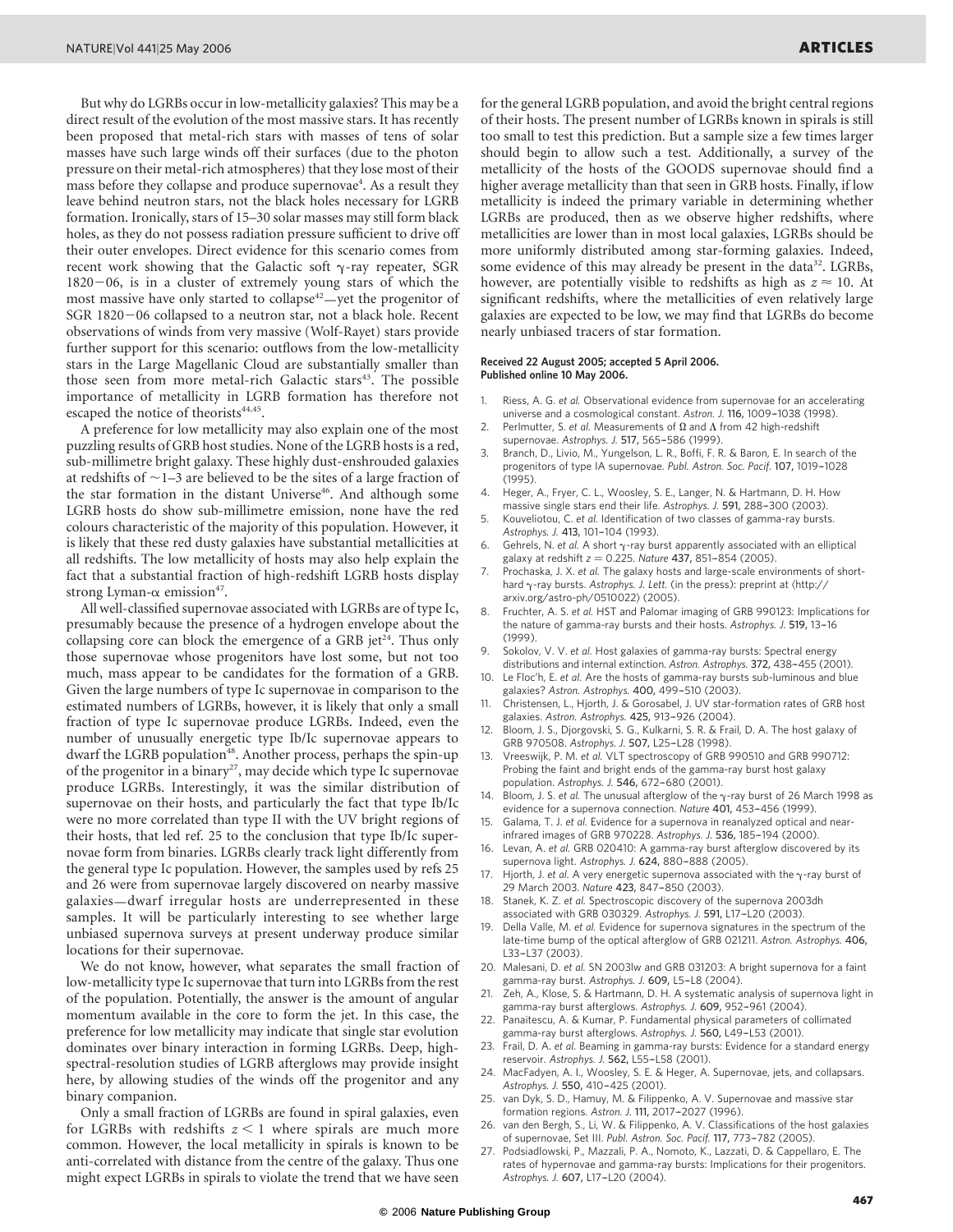But why do LGRBs occur in low-metallicity galaxies? This may be a direct result of the evolution of the most massive stars. It has recently been proposed that metal-rich stars with masses of tens of solar masses have such large winds off their surfaces (due to the photon pressure on their metal-rich atmospheres) that they lose most of their mass before they collapse and produce supernovae[4]. As a result they leave behind neutron stars, not the black holes necessary for LGRB formation. Ironically, stars of 15–30 solar masses may still form black holes, as they do not possess radiation pressure sufficient to drive off their outer envelopes. Direct evidence for this scenario comes from recent work showing that the Galactic soft $\gamma$-ray repeater, SGR 1820−06, is in a cluster of extremely young stars of which the most massive have only started to collapse[42]—yet the progenitor of SGR 1820−06 collapsed to a neutron star, not a black hole. Recent observations of winds from very massive (Wolf-Rayet) stars provide further support for this scenario: outflows from the low-metallicity stars in the Large Magellanic Cloud are substantially smaller than those seen from more metal-rich Galactic stars[43]. The possible importance of metallicity in LGRB formation has therefore not escaped the notice of theorists[44,45].

A preference for low metallicity may also explain one of the most puzzling results of GRB host studies. None of the LGRB hosts is a red, sub-millimetre bright galaxy. These highly dust-enshrouded galaxies at redshifts of ~1–3 are believed to be the sites of a large fraction of the star formation in the distant Universe[46]. And although some LGRB hosts do show sub-millimetre emission, none have the red colours characteristic of the majority of this population. However, it is likely that these red dusty galaxies have substantial metallicities at all redshifts. The low metallicity of hosts may also help explain the fact that a substantial fraction of high-redshift LGRB hosts display strong Lyman-$\alpha$ emission[47].

All well-classified supernovae associated with LGRBs are of type Ic, presumably because the presence of a hydrogen envelope about the collapsing core can block the emergence of a GRB jet[24]. Thus only those supernovae whose progenitors have lost some, but not too much, mass appear to be candidates for the formation of a GRB. Given the large numbers of type Ic supernovae in comparison to the estimated numbers of LGRBs, however, it is likely that only a small fraction of type Ic supernovae produce LGRBs. Indeed, even the number of unusually energetic type Ib/Ic supernovae appears to dwarf the LGRB population[48]. Another process, perhaps the spin-up of the progenitor in a binary[27], may decide which type Ic supernovae produce LGRBs. Interestingly, it was the similar distribution of supernovae on their hosts, and particularly the fact that type Ib/Ic were no more correlated than type II with the UV bright regions of their hosts, that led ref. 25 to the conclusion that type Ib/Ic supernovae form from binaries. LGRBs clearly track light differently from the general type Ic population. However, the samples used by refs 25 and 26 were from supernovae largely discovered on nearby massive galaxies—dwarf irregular hosts are underrepresented in these samples. It will be particularly interesting to see whether large unbiased supernova surveys at present underway produce similar locations for their supernovae.

We do not know, however, what separates the small fraction of low-metallicity type Ic supernovae that turn into LGRBs from the rest of the population. Potentially, the answer is the amount of angular momentum available in the core to form the jet. In this case, the preference for low metallicity may indicate that single star evolution dominates over binary interaction in forming LGRBs. Deep, high-spectral-resolution studies of LGRB afterglows may provide insight here, by allowing studies of the winds off the progenitor and any binary companion.

Only a small fraction of LGRBs are found in spiral galaxies, even for LGRBs with redshifts $z < 1$ where spirals are much more common. However, the local metallicity in spirals is known to be anti-correlated with distance from the centre of the galaxy. Thus one might expect LGRBs in spirals to violate the trend that we have seen for the general LGRB population, and avoid the bright central regions of their hosts. The present number of LGRBs known in spirals is still too small to test this prediction. But a sample size a few times larger should begin to allow such a test. Additionally, a survey of the metallicity of the hosts of the GOODS supernovae should find a higher average metallicity than that seen in GRB hosts. Finally, if low metallicity is indeed the primary variable in determining whether LGRBs are produced, then as we observe higher redshifts, where metallicities are lower than in most local galaxies, LGRBs should be more uniformly distributed among star-forming galaxies. Indeed, some evidence of this may already be present in the data[32]. LGRBs, however, are potentially visible to redshifts as high as $z \approx 10$. At significant redshifts, where the metallicities of even relatively large galaxies are expected to be low, we may find that LGRBs do become nearly unbiased tracers of star formation.

**Received 22 August 2005; accepted 5 April 2006.**
**Published online 10 May 2006.**

1. Riess, A. G. *et al.* Observational evidence from supernovae for an accelerating universe and a cosmological constant. *Astron. J.* **116,** 1009–1038 (1998).
2. Perlmutter, S. *et al.* Measurements of $\Omega$ and $\Lambda$ from 42 high-redshift supernovae. *Astrophys. J.* **517,** 565–586 (1999).
3. Branch, D., Livio, M., Yungelson, L. R., Boffi, F. R. & Baron, E. In search of the progenitors of type IA supernovae. *Publ. Astron. Soc. Pacif.* **107,** 1019–1028 (1995).
4. Heger, A., Fryer, C. L., Woosley, S. E., Langer, N. & Hartmann, D. H. How massive single stars end their life. *Astrophys. J.* **591,** 288–300 (2003).
5. Kouveliotou, C. *et al.* Identification of two classes of gamma-ray bursts. *Astrophys. J.* **413,** 101–104 (1993).
6. Gehrels, N. *et al.* A short $\gamma$-ray burst apparently associated with an elliptical galaxy at redshift $z = 0.225$. *Nature* **437,** 851–854 (2005).
7. Prochaska, J. X. *et al.* The galaxy hosts and large-scale environments of short-hard $\gamma$-ray bursts. *Astrophys. J. Lett.* (in the press): preprint at ⟨http://arxiv.org/astro-ph/0510022⟩ (2005).
8. Fruchter, A. S. *et al.* HST and Palomar imaging of GRB 990123: Implications for the nature of gamma-ray bursts and their hosts. *Astrophys. J.* **519,** 13–16 (1999).
9. Sokolov, V. V. *et al.* Host galaxies of gamma-ray bursts: Spectral energy distributions and internal extinction. *Astron. Astrophys.* **372,** 438–455 (2001).
10. Le Floc'h, E. *et al.* Are the hosts of gamma-ray bursts sub-luminous and blue galaxies? *Astron. Astrophys.* **400,** 499–510 (2003).
11. Christensen, L., Hjorth, J. & Gorosabel, J. UV star-formation rates of GRB host galaxies. *Astron. Astrophys.* **425,** 913–926 (2004).
12. Bloom, J. S., Djorgovski, S. G., Kulkarni, S. R. & Frail, D. A. The host galaxy of GRB 970508. *Astrophys. J.* **507,** L25–L28 (1998).
13. Vreeswijk, P. M. *et al.* VLT spectroscopy of GRB 990510 and GRB 990712: Probing the faint and bright ends of the gamma-ray burst host galaxy population. *Astrophys. J.* **546,** 672–680 (2001).
14. Bloom, J. S. *et al.* The unusual afterglow of the $\gamma$-ray burst of 26 March 1998 as evidence for a supernova connection. *Nature* **401,** 453–456 (1999).
15. Galama, T. J. *et al.* Evidence for a supernova in reanalyzed optical and near-infrared images of GRB 970228. *Astrophys. J.* **536,** 185–194 (2000).
16. Levan, A. *et al.* GRB 020410: A gamma-ray burst afterglow discovered by its supernova light. *Astrophys. J.* **624,** 880–888 (2005).
17. Hjorth, J. *et al.* A very energetic supernova associated with the $\gamma$-ray burst of 29 March 2003. *Nature* **423,** 847–850 (2003).
18. Stanek, K. Z. *et al.* Spectroscopic discovery of the supernova 2003dh associated with GRB 030329. *Astrophys. J.* **591,** L17–L20 (2003).
19. Della Valle, M. *et al.* Evidence for supernova signatures in the spectrum of the late-time bump of the optical afterglow of GRB 021211. *Astron. Astrophys.* **406,** L33–L37 (2003).
20. Malesani, D. *et al.* SN 2003lw and GRB 031203: A bright supernova for a faint gamma-ray burst. *Astrophys. J.* **609,** L5–L8 (2004).
21. Zeh, A., Klose, S. & Hartmann, D. H. A systematic analysis of supernova light in gamma-ray burst afterglows. *Astrophys. J.* **609,** 952–961 (2004).
22. Panaitescu, A. & Kumar, P. Fundamental physical parameters of collimated gamma-ray burst afterglows. *Astrophys. J.* **560,** L49–L53 (2001).
23. Frail, D. A. *et al.* Beaming in gamma-ray bursts: Evidence for a standard energy reservoir. *Astrophys. J.* **562,** L55–L58 (2001).
24. MacFadyen, A. I., Woosley, S. E. & Heger, A. Supernovae, jets, and collapsars. *Astrophys. J.* **550,** 410–425 (2001).
25. van Dyk, S. D., Hamuy, M. & Filippenko, A. V. Supernovae and massive star formation regions. *Astron. J.* **111,** 2017–2027 (1996).
26. van den Bergh, S., Li, W. & Filippenko, A. V. Classifications of the host galaxies of supernovae, Set III. *Publ. Astron. Soc. Pacif.* **117,** 773–782 (2005).
27. Podsiadlowski, P., Mazzali, P. A., Nomoto, K., Lazzati, D. & Cappellaro, E. The rates of hypernovae and gamma-ray bursts: Implications for their progenitors. *Astrophys. J.* **607,** L17–L20 (2004).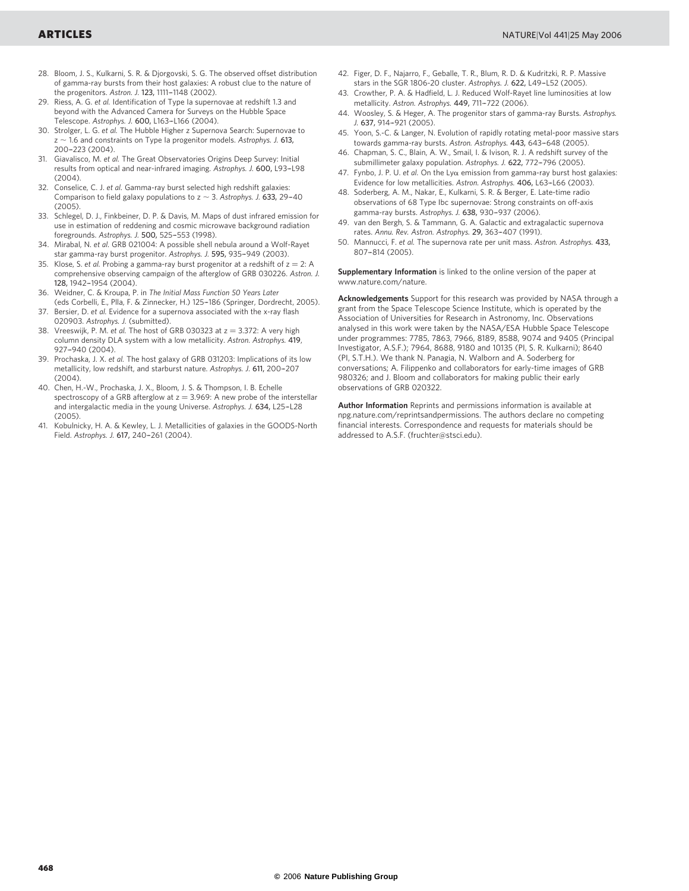28. Bloom, J. S., Kulkarni, S. R. & Djorgovski, S. G. The observed offset distribution of gamma-ray bursts from their host galaxies: A robust clue to the nature of the progenitors. *Astron. J.* **123,** 1111–1148 (2002).
29. Riess, A. G. *et al.* Identification of Type Ia supernovae at redshift 1.3 and beyond with the Advanced Camera for Surveys on the Hubble Space Telescope. *Astrophys. J.* **600,** L163–L166 (2004).
30. Strolger, L. G. *et al.* The Hubble Higher z Supernova Search: Supernovae to $z \sim 1.6$ and constraints on Type Ia progenitor models. *Astrophys. J.* **613,** 200–223 (2004).
31. Giavalisco, M. *et al.* The Great Observatories Origins Deep Survey: Initial results from optical and near-infrared imaging. *Astrophys. J.* **600,** L93–L98 (2004).
32. Conselice, C. J. *et al.* Gamma-ray burst selected high redshift galaxies: Comparison to field galaxy populations to $z \sim 3$. *Astrophys. J.* **633,** 29–40 (2005).
33. Schlegel, D. J., Finkbeiner, D. P. & Davis, M. Maps of dust infrared emission for use in estimation of reddening and cosmic microwave background radiation foregrounds. *Astrophys. J.* **500,** 525–553 (1998).
34. Mirabal, N. *et al.* GRB 021004: A possible shell nebula around a Wolf-Rayet star gamma-ray burst progenitor. *Astrophys. J.* **595,** 935–949 (2003).
35. Klose, S. *et al.* Probing a gamma-ray burst progenitor at a redshift of $z = 2$: A comprehensive observing campaign of the afterglow of GRB 030226. *Astron. J.* **128,** 1942–1954 (2004).
36. Weidner, C. & Kroupa, P. in *The Initial Mass Function 50 Years Later* (eds Corbelli, E., Plla, F. & Zinnecker, H.) 125–186 (Springer, Dordrecht, 2005).
37. Bersier, D. *et al.* Evidence for a supernova associated with the x-ray flash 020903. *Astrophys. J.* (submitted).
38. Vreeswijk, P. M. *et al.* The host of GRB 030323 at $z = 3.372$: A very high column density DLA system with a low metallicity. *Astron. Astrophys.* **419**, 927–940 (2004).
39. Prochaska, J. X. *et al.* The host galaxy of GRB 031203: Implications of its low metallicity, low redshift, and starburst nature. *Astrophys. J.* **611,** 200–207 (2004).
40. Chen, H.-W., Prochaska, J. X., Bloom, J. S. & Thompson, I. B. Echelle spectroscopy of a GRB afterglow at $z = 3.969$: A new probe of the interstellar and intergalactic media in the young Universe. *Astrophys. J.* **634,** L25–L28 (2005).
41. Kobulnicky, H. A. & Kewley, L. J. Metallicities of galaxies in the GOODS-North Field. *Astrophys. J.* **617,** 240–261 (2004).
42. Figer, D. F., Najarro, F., Geballe, T. R., Blum, R. D. & Kudritzki, R. P. Massive stars in the SGR 1806-20 cluster. *Astrophys. J.* **622,** L49–L52 (2005).
43. Crowther, P. A. & Hadfield, L. J. Reduced Wolf-Rayet line luminosities at low metallicity. *Astron. Astrophys.* **449,** 711–722 (2006).
44. Woosley, S. & Heger, A. The progenitor stars of gamma-ray Bursts. *Astrophys. J.* **637,** 914–921 (2005).
45. Yoon, S.-C. & Langer, N. Evolution of rapidly rotating metal-poor massive stars towards gamma-ray bursts. *Astron. Astrophys.* **443,** 643–648 (2005).
46. Chapman, S. C., Blain, A. W., Smail, I. & Ivison, R. J. A redshift survey of the submillimeter galaxy population. *Astrophys. J.* **622,** 772–796 (2005).
47. Fynbo, J. P. U. *et al.* On the Lyα emission from gamma-ray burst host galaxies: Evidence for low metallicities. *Astron. Astrophys.* **406,** L63–L66 (2003).
48. Soderberg, A. M., Nakar, E., Kulkarni, S. R. & Berger, E. Late-time radio observations of 68 Type Ibc supernovae: Strong constraints on off-axis gamma-ray bursts. *Astrophys. J.* **638,** 930–937 (2006).
49. van den Bergh, S. & Tammann, G. A. Galactic and extragalactic supernova rates. *Annu. Rev. Astron. Astrophys.* **29,** 363–407 (1991).
50. Mannucci, F. *et al.* The supernova rate per unit mass. *Astron. Astrophys.* **433,** 807–814 (2005).

**Supplementary Information** is linked to the online version of the paper at www.nature.com/nature.

**Acknowledgements** Support for this research was provided by NASA through a grant from the Space Telescope Science Institute, which is operated by the Association of Universities for Research in Astronomy, Inc. Observations analysed in this work were taken by the NASA/ESA Hubble Space Telescope under programmes: 7785, 7863, 7966, 8189, 8588, 9074 and 9405 (Principal Investigator, A.S.F.); 7964, 8688, 9180 and 10135 (PI, S. R. Kulkarni); 8640 (PI, S.T.H.). We thank N. Panagia, N. Walborn and A. Soderberg for conversations; A. Filippenko and collaborators for early-time images of GRB 980326; and J. Bloom and collaborators for making public their early observations of GRB 020322.

**Author Information** Reprints and permissions information is available at npg.nature.com/reprintsandpermissions. The authors declare no competing financial interests. Correspondence and requests for materials should be addressed to A.S.F. (fruchter@stsci.edu).